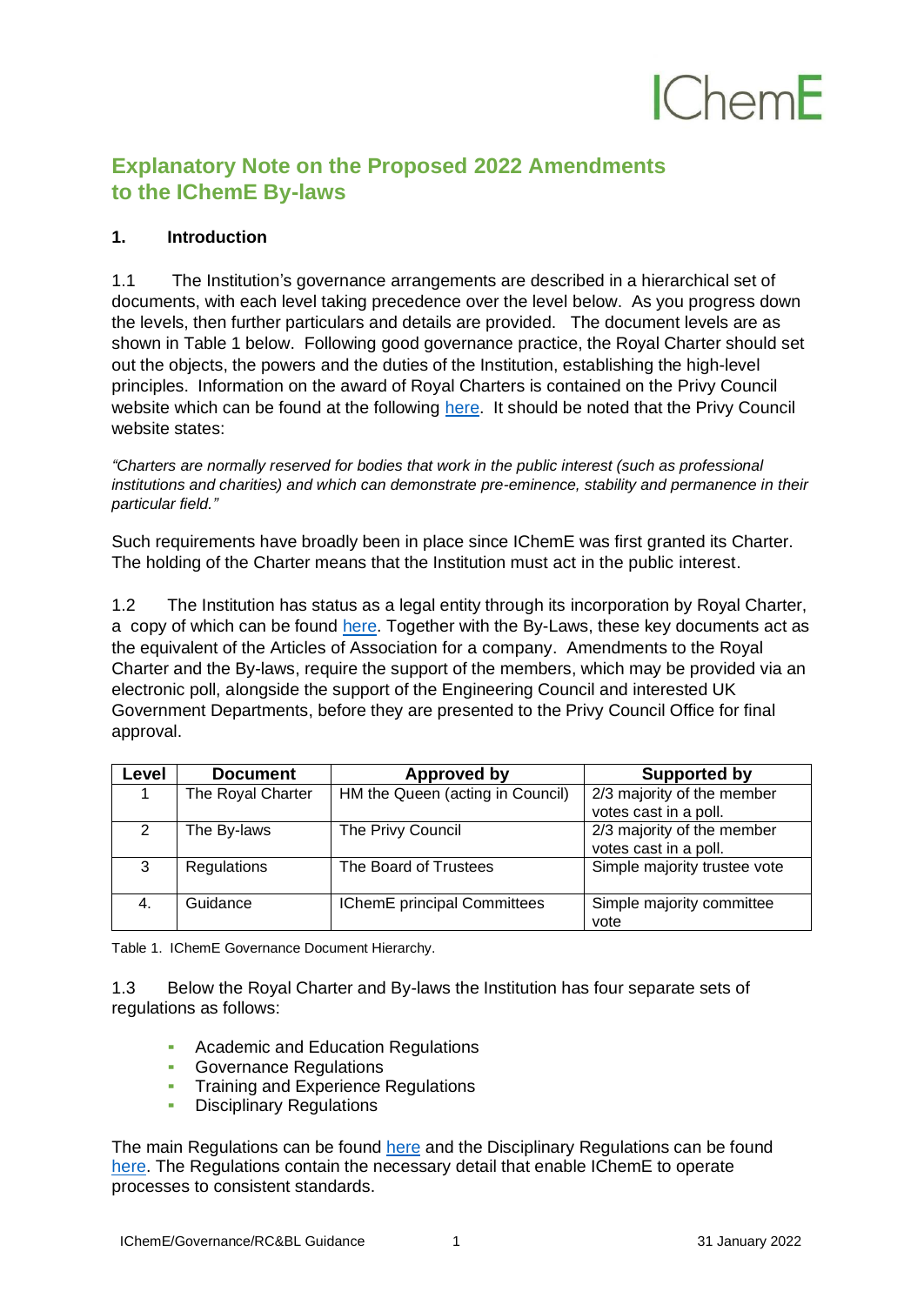IChemE

# Explanatory Note on the Proposed 2022 Amendments to the IChemE By-laws

## 1. Introduction

1.1 The Institution's governance arrangements are described in a hierarchical set of documents, with each level taking precedence over the level below. As you progress down the levels, then further particulars and details are provided. The document levels are as shown in Table 1 below. Following good governance practice, the Royal Charter should set out the objects, the powers and the duties of the Institution, establishing the high-level principles. Information on the award of Royal Charters is contained on the Privy Council website which can be found at the following here. It should be noted that the Privy Council website states:

*"Charters are normally reserved for bodies that work in the public interest (such as professional institutions and charities) and which can demonstrate pre-eminence, stability and permanence in their particular field."*

Such requirements have broadly been in place since IChemE was first granted its Charter. The holding of the Charter means that the Institution must act in the public interest.

1.2 The Institution has status as a legal entity through its incorporation by Royal Charter, a copy of which can be found here. Together with the By-Laws, these key documents act as the equivalent of the Articles of Association for a company. Amendments to the Royal Charter and the By-laws, require the support of the members, which may be provided via an electronic poll, alongside the support of the Engineering Council and interested UK Government Departments, before they are presented to the Privy Council Office for final approval.

| Level | Document | Approved by | Supported by |
|---|---|---|---|
| 1 | The Royal Charter | HM the Queen (acting in Council) | 2/3 majority of the member votes cast in a poll. |
| 2 | The By-laws | The Privy Council | 2/3 majority of the member votes cast in a poll. |
| 3 | Regulations | The Board of Trustees | Simple majority trustee vote |
| 4. | Guidance | IChemE principal Committees | Simple majority committee vote |

Table 1. IChemE Governance Document Hierarchy.

1.3 Below the Royal Charter and By-laws the Institution has four separate sets of regulations as follows:

- Academic and Education Regulations
- Governance Regulations
- Training and Experience Regulations
- Disciplinary Regulations

The main Regulations can be found here and the Disciplinary Regulations can be found here. The Regulations contain the necessary detail that enable IChemE to operate processes to consistent standards.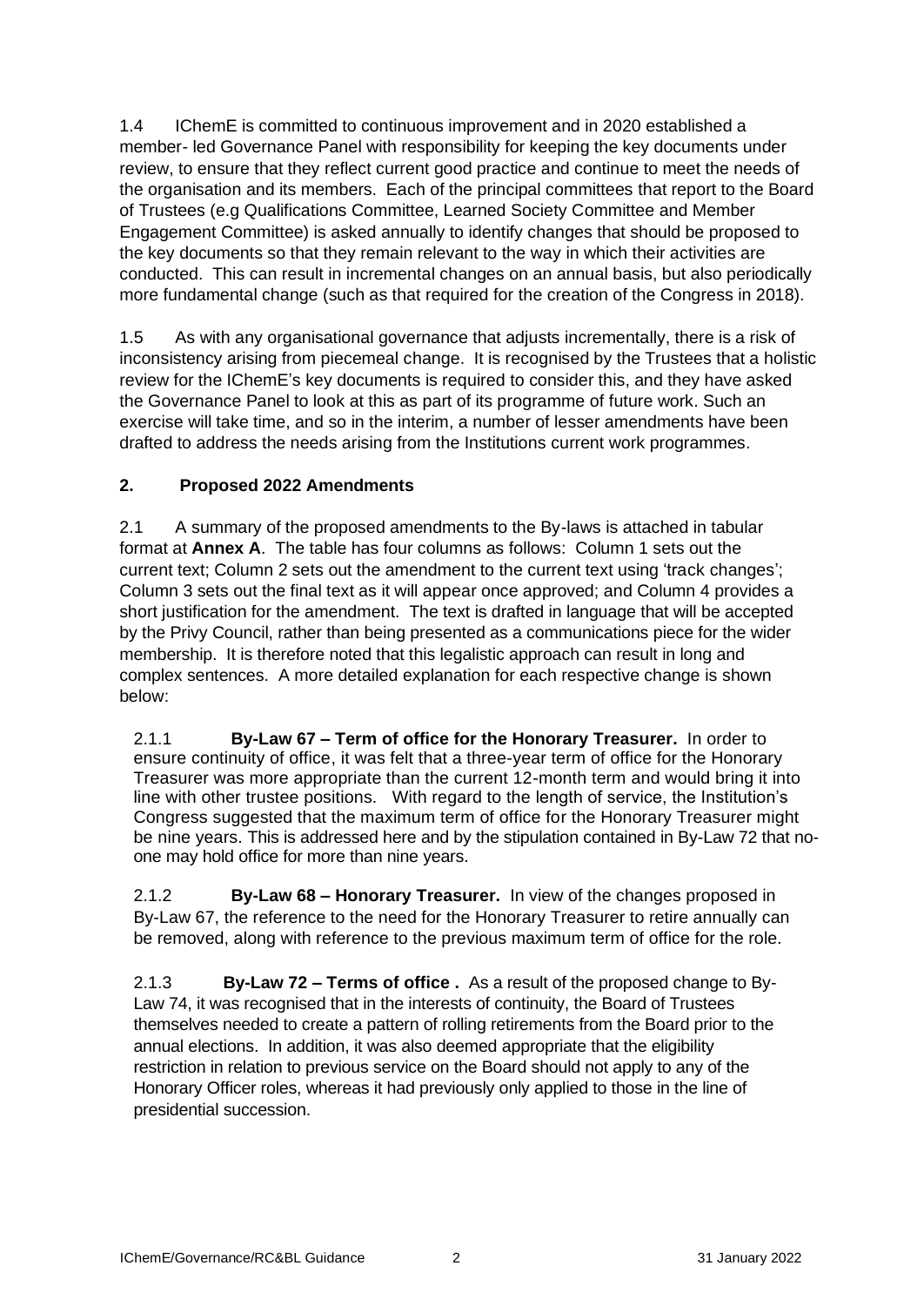1.4 IChemE is committed to continuous improvement and in 2020 established a member- led Governance Panel with responsibility for keeping the key documents under review, to ensure that they reflect current good practice and continue to meet the needs of the organisation and its members. Each of the principal committees that report to the Board of Trustees (e.g Qualifications Committee, Learned Society Committee and Member Engagement Committee) is asked annually to identify changes that should be proposed to the key documents so that they remain relevant to the way in which their activities are conducted. This can result in incremental changes on an annual basis, but also periodically more fundamental change (such as that required for the creation of the Congress in 2018).

1.5 As with any organisational governance that adjusts incrementally, there is a risk of inconsistency arising from piecemeal change. It is recognised by the Trustees that a holistic review for the IChemE's key documents is required to consider this, and they have asked the Governance Panel to look at this as part of its programme of future work. Such an exercise will take time, and so in the interim, a number of lesser amendments have been drafted to address the needs arising from the Institutions current work programmes.

## 2. Proposed 2022 Amendments

2.1 A summary of the proposed amendments to the By-laws is attached in tabular format at **Annex A**. The table has four columns as follows: Column 1 sets out the current text; Column 2 sets out the amendment to the current text using 'track changes'; Column 3 sets out the final text as it will appear once approved; and Column 4 provides a short justification for the amendment. The text is drafted in language that will be accepted by the Privy Council, rather than being presented as a communications piece for the wider membership. It is therefore noted that this legalistic approach can result in long and complex sentences. A more detailed explanation for each respective change is shown below:

2.1.1 **By-Law 67 – Term of office for the Honorary Treasurer.** In order to ensure continuity of office, it was felt that a three-year term of office for the Honorary Treasurer was more appropriate than the current 12-month term and would bring it into line with other trustee positions. With regard to the length of service, the Institution's Congress suggested that the maximum term of office for the Honorary Treasurer might be nine years. This is addressed here and by the stipulation contained in By-Law 72 that no-one may hold office for more than nine years.

2.1.2 **By-Law 68 – Honorary Treasurer.** In view of the changes proposed in By-Law 67, the reference to the need for the Honorary Treasurer to retire annually can be removed, along with reference to the previous maximum term of office for the role.

2.1.3 **By-Law 72 – Terms of office .** As a result of the proposed change to By-Law 74, it was recognised that in the interests of continuity, the Board of Trustees themselves needed to create a pattern of rolling retirements from the Board prior to the annual elections. In addition, it was also deemed appropriate that the eligibility restriction in relation to previous service on the Board should not apply to any of the Honorary Officer roles, whereas it had previously only applied to those in the line of presidential succession.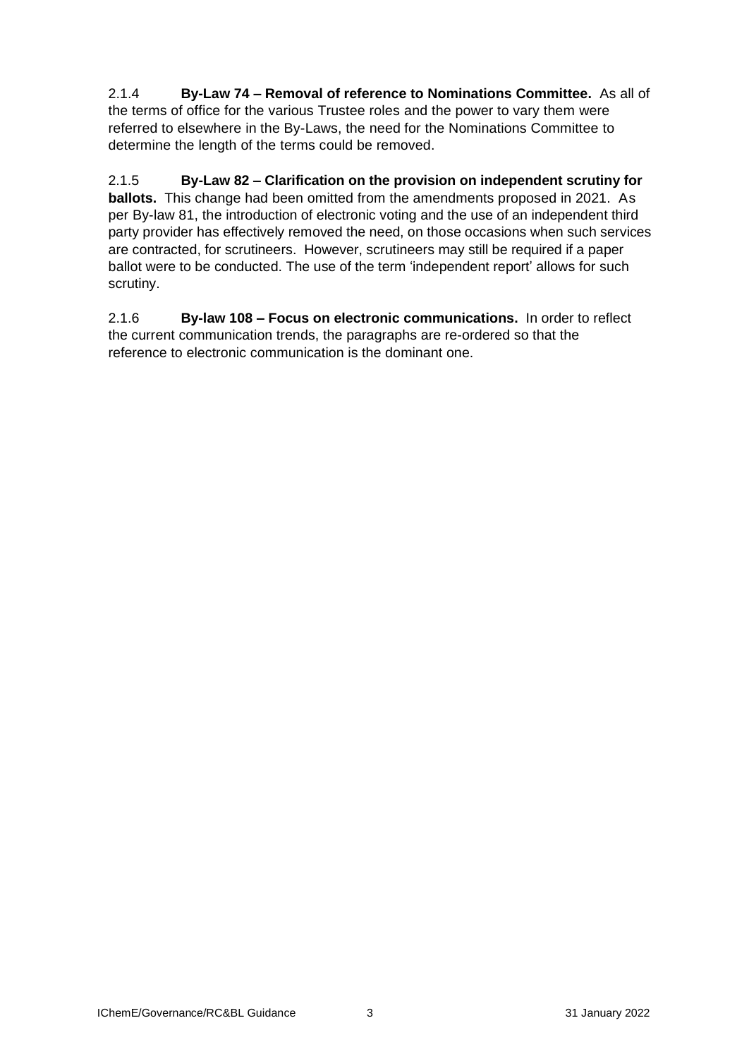2.1.4 **By-Law 74 – Removal of reference to Nominations Committee.** As all of the terms of office for the various Trustee roles and the power to vary them were referred to elsewhere in the By-Laws, the need for the Nominations Committee to determine the length of the terms could be removed.

2.1.5 **By-Law 82 – Clarification on the provision on independent scrutiny for ballots.** This change had been omitted from the amendments proposed in 2021. As per By-law 81, the introduction of electronic voting and the use of an independent third party provider has effectively removed the need, on those occasions when such services are contracted, for scrutineers. However, scrutineers may still be required if a paper ballot were to be conducted. The use of the term 'independent report' allows for such scrutiny.

2.1.6 **By-law 108 – Focus on electronic communications.** In order to reflect the current communication trends, the paragraphs are re-ordered so that the reference to electronic communication is the dominant one.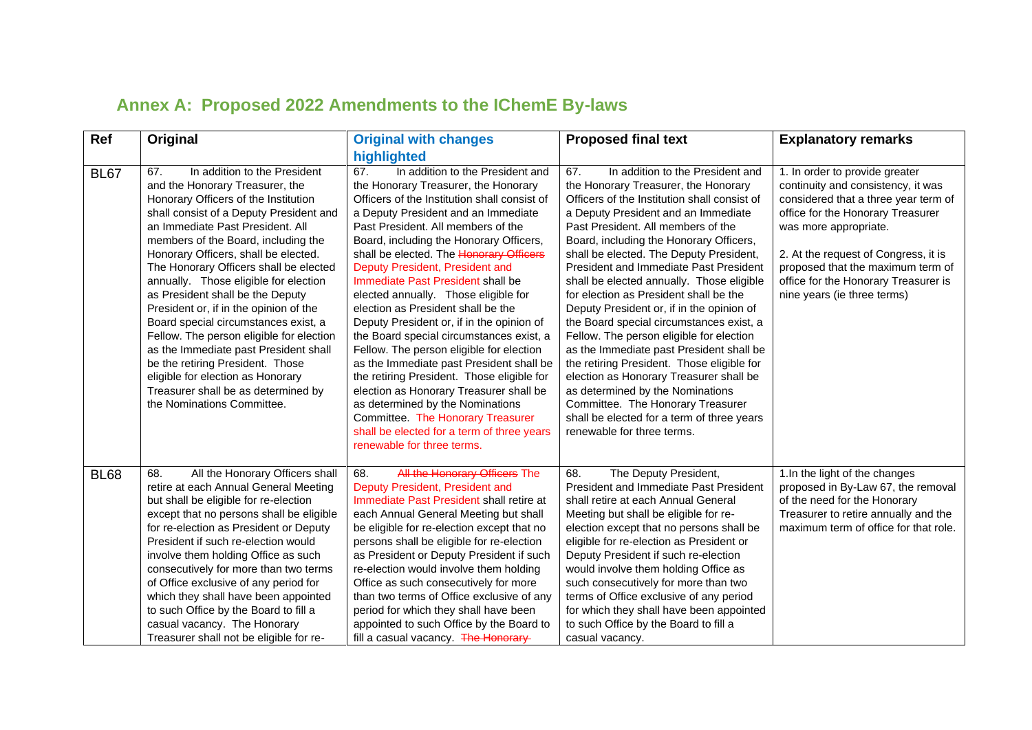## Annex A: Proposed 2022 Amendments to the IChemE By-laws

| Ref | Original | Original with changes highlighted | Proposed final text | Explanatory remarks |
|---|---|---|---|---|
| BL67 | 67. In addition to the President and the Honorary Treasurer, the Honorary Officers of the Institution shall consist of a Deputy President and an Immediate Past President. All members of the Board, including the Honorary Officers, shall be elected. The Honorary Officers shall be elected annually. Those eligible for election as President shall be the Deputy President or, if in the opinion of the Board special circumstances exist, a Fellow. The person eligible for election as the Immediate past President shall be the retiring President. Those eligible for election as Honorary Treasurer shall be as determined by the Nominations Committee. | 67. In addition to the President and the Honorary Treasurer, the Honorary Officers of the Institution shall consist of a Deputy President and an Immediate Past President. All members of the Board, including the Honorary Officers, shall be elected. The ~~Honorary Officers~~ Deputy President, President and Immediate Past President shall be elected annually. Those eligible for election as President shall be the Deputy President or, if in the opinion of the Board special circumstances exist, a Fellow. The person eligible for election as the Immediate past President shall be the retiring President. Those eligible for election as Honorary Treasurer shall be as determined by the Nominations Committee. The Honorary Treasurer shall be elected for a term of three years renewable for three terms. | 67. In addition to the President and the Honorary Treasurer, the Honorary Officers of the Institution shall consist of a Deputy President and an Immediate Past President. All members of the Board, including the Honorary Officers, shall be elected. The Deputy President, President and Immediate Past President shall be elected annually. Those eligible for election as President shall be the Deputy President or, if in the opinion of the Board special circumstances exist, a Fellow. The person eligible for election as the Immediate past President shall be the retiring President. Those eligible for election as Honorary Treasurer shall be as determined by the Nominations Committee. The Honorary Treasurer shall be elected for a term of three years renewable for three terms. | 1. In order to provide greater continuity and consistency, it was considered that a three year term of office for the Honorary Treasurer was more appropriate.<br><br>2. At the request of Congress, it is proposed that the maximum term of office for the Honorary Treasurer is nine years (ie three terms) |
| BL68 | 68. All the Honorary Officers shall retire at each Annual General Meeting but shall be eligible for re-election except that no persons shall be eligible for re-election as President or Deputy President if such re-election would involve them holding Office as such consecutively for more than two terms of Office exclusive of any period for which they shall have been appointed to such Office by the Board to fill a casual vacancy. The Honorary Treasurer shall not be eligible for re- | 68. ~~All the Honorary Officers~~ The Deputy President, President and Immediate Past President shall retire at each Annual General Meeting but shall be eligible for re-election except that no persons shall be eligible for re-election as President or Deputy President if such re-election would involve them holding Office as such consecutively for more than two terms of Office exclusive of any period for which they shall have been appointed to such Office by the Board to fill a casual vacancy. ~~The Honorary~~ | 68. The Deputy President, President and Immediate Past President shall retire at each Annual General Meeting but shall be eligible for re-election except that no persons shall be eligible for re-election as President or Deputy President if such re-election would involve them holding Office as such consecutively for more than two terms of Office exclusive of any period for which they shall have been appointed to such Office by the Board to fill a casual vacancy. | 1.In the light of the changes proposed in By-Law 67, the removal of the need for the Honorary Treasurer to retire annually and the maximum term of office for that role. |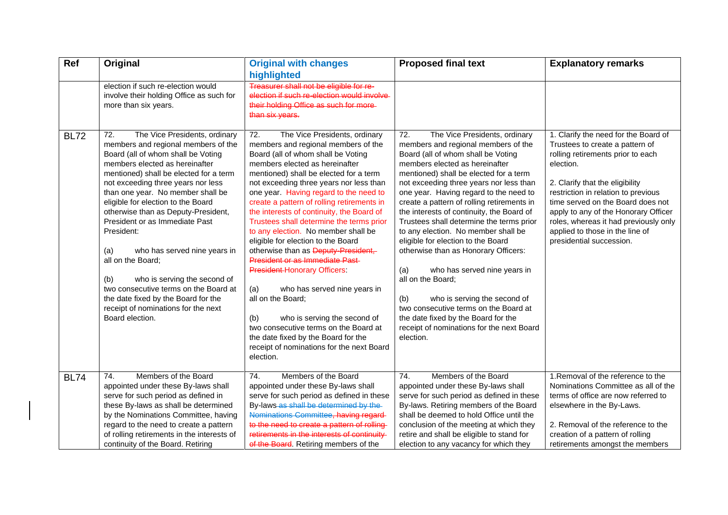| Ref | Original | Original with changes highlighted | Proposed final text | Explanatory remarks |
|---|---|---|---|---|
| | election if such re-election would involve their holding Office as such for more than six years. | ~~Treasurer shall not be eligible for re-election if such re-election would involve their holding Office as such for more than six years.~~ | | |
| BL72 | 72. The Vice Presidents, ordinary members and regional members of the Board (all of whom shall be Voting members elected as hereinafter mentioned) shall be elected for a term not exceeding three years nor less than one year. No member shall be eligible for election to the Board otherwise than as Deputy-President, President or as Immediate Past President:<br><br>(a) who has served nine years in all on the Board;<br><br>(b) who is serving the second of two consecutive terms on the Board at the date fixed by the Board for the receipt of nominations for the next Board election. | 72. The Vice Presidents, ordinary members and regional members of the Board (all of whom shall be Voting members elected as hereinafter mentioned) shall be elected for a term not exceeding three years nor less than one year. Having regard to the need to create a pattern of rolling retirements in the interests of continuity, the Board of Trustees shall determine the terms prior to any election. No member shall be eligible for election to the Board otherwise than as ~~Deputy-President, President or as Immediate Past President~~ Honorary Officers:<br><br>(a) who has served nine years in all on the Board;<br><br>(b) who is serving the second of two consecutive terms on the Board at the date fixed by the Board for the receipt of nominations for the next Board election. | 72. The Vice Presidents, ordinary members and regional members of the Board (all of whom shall be Voting members elected as hereinafter mentioned) shall be elected for a term not exceeding three years nor less than one year. Having regard to the need to create a pattern of rolling retirements in the interests of continuity, the Board of Trustees shall determine the terms prior to any election. No member shall be eligible for election to the Board otherwise than as Honorary Officers:<br><br>(a) who has served nine years in all on the Board;<br><br>(b) who is serving the second of two consecutive terms on the Board at the date fixed by the Board for the receipt of nominations for the next Board election. | 1. Clarify the need for the Board of Trustees to create a pattern of rolling retirements prior to each election.<br><br>2. Clarify that the eligibility restriction in relation to previous time served on the Board does not apply to any of the Honorary Officer roles, whereas it had previously only applied to those in the line of presidential succession. |
| BL74 | 74. Members of the Board appointed under these By-laws shall serve for such period as defined in these By-laws as shall be determined by the Nominations Committee, having regard to the need to create a pattern of rolling retirements in the interests of continuity of the Board. Retiring | 74. Members of the Board appointed under these By-laws shall serve for such period as defined in these By-laws ~~as shall be determined by the Nominations Committee, having regard to the need to create a pattern of rolling retirements in the interests of continuity of the Board~~. Retiring members of the | 74. Members of the Board appointed under these By-laws shall serve for such period as defined in these By-laws. Retiring members of the Board shall be deemed to hold Office until the conclusion of the meeting at which they retire and shall be eligible to stand for election to any vacancy for which they | 1.Removal of the reference to the Nominations Committee as all of the terms of office are now referred to elsewhere in the By-Laws.<br><br>2. Removal of the reference to the creation of a pattern of rolling retirements amongst the members |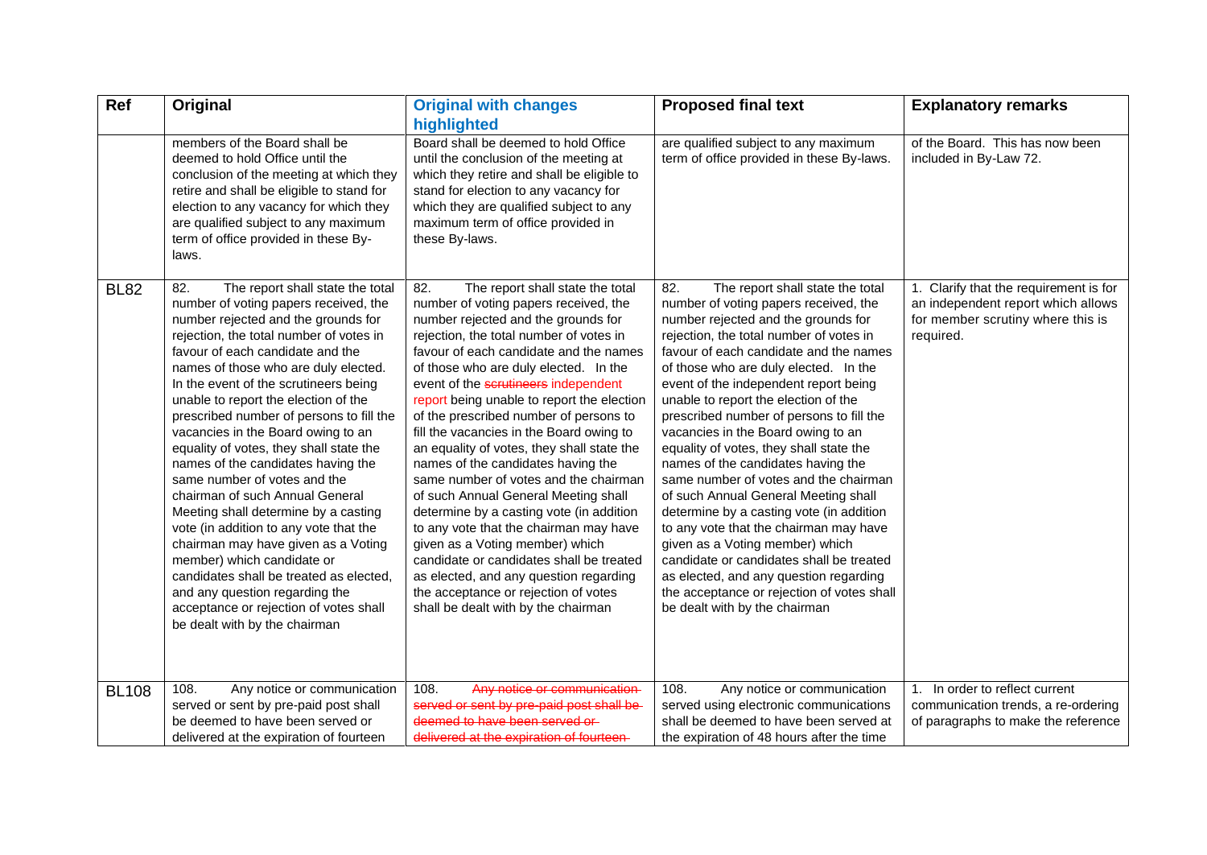| Ref | Original | Original with changes highlighted | Proposed final text | Explanatory remarks |
|---|---|---|---|---|
| | members of the Board shall be deemed to hold Office until the conclusion of the meeting at which they retire and shall be eligible to stand for election to any vacancy for which they are qualified subject to any maximum term of office provided in these By-laws. | Board shall be deemed to hold Office until the conclusion of the meeting at which they retire and shall be eligible to stand for election to any vacancy for which they are qualified subject to any maximum term of office provided in these By-laws. | are qualified subject to any maximum term of office provided in these By-laws. | of the Board. This has now been included in By-Law 72. |
| BL82 | 82. The report shall state the total number of voting papers received, the number rejected and the grounds for rejection, the total number of votes in favour of each candidate and the names of those who are duly elected. In the event of the scrutineers being unable to report the election of the prescribed number of persons to fill the vacancies in the Board owing to an equality of votes, they shall state the names of the candidates having the same number of votes and the chairman of such Annual General Meeting shall determine by a casting vote (in addition to any vote that the chairman may have given as a Voting member) which candidate or candidates shall be treated as elected, and any question regarding the acceptance or rejection of votes shall be dealt with by the chairman | 82. The report shall state the total number of voting papers received, the number rejected and the grounds for rejection, the total number of votes in favour of each candidate and the names of those who are duly elected. In the event of the ~~scrutineers~~ independent report being unable to report the election of the prescribed number of persons to fill the vacancies in the Board owing to an equality of votes, they shall state the names of the candidates having the same number of votes and the chairman of such Annual General Meeting shall determine by a casting vote (in addition to any vote that the chairman may have given as a Voting member) which candidate or candidates shall be treated as elected, and any question regarding the acceptance or rejection of votes shall be dealt with by the chairman | 82. The report shall state the total number of voting papers received, the number rejected and the grounds for rejection, the total number of votes in favour of each candidate and the names of those who are duly elected. In the event of the independent report being unable to report the election of the prescribed number of persons to fill the vacancies in the Board owing to an equality of votes, they shall state the names of the candidates having the same number of votes and the chairman of such Annual General Meeting shall determine by a casting vote (in addition to any vote that the chairman may have given as a Voting member) which candidate or candidates shall be treated as elected, and any question regarding the acceptance or rejection of votes shall be dealt with by the chairman | 1. Clarify that the requirement is for an independent report which allows for member scrutiny where this is required. |
| BL108 | 108. Any notice or communication served or sent by pre-paid post shall be deemed to have been served or delivered at the expiration of fourteen | 108. ~~Any notice or communication served or sent by pre-paid post shall be deemed to have been served or delivered at the expiration of fourteen~~ | 108. Any notice or communication served using electronic communications shall be deemed to have been served at the expiration of 48 hours after the time | 1. In order to reflect current communication trends, a re-ordering of paragraphs to make the reference |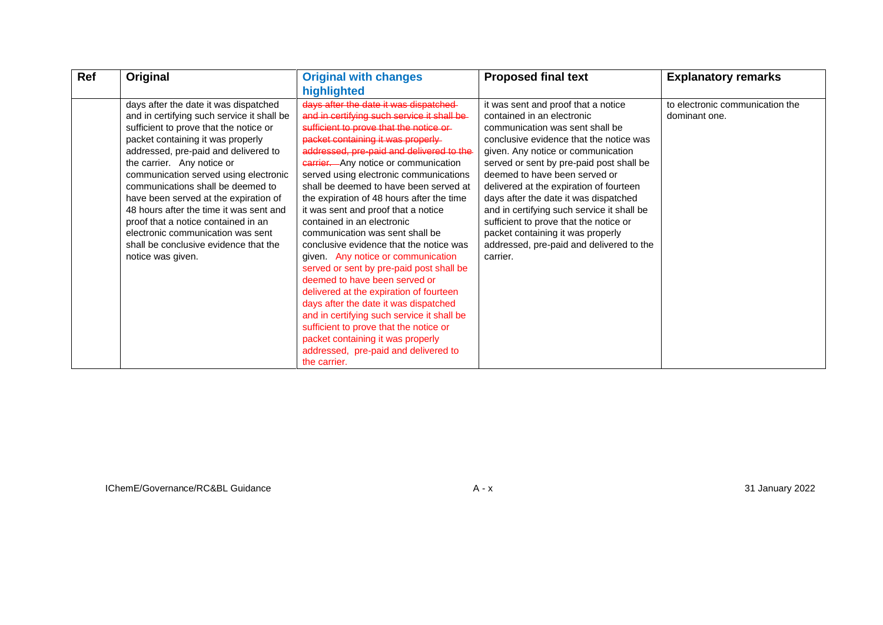| Ref | Original | Original with changes highlighted | Proposed final text | Explanatory remarks |
|---|---|---|---|---|
| | days after the date it was dispatched and in certifying such service it shall be sufficient to prove that the notice or packet containing it was properly addressed, pre-paid and delivered to the carrier. Any notice or communication served using electronic communications shall be deemed to have been served at the expiration of 48 hours after the time it was sent and proof that a notice contained in an electronic communication was sent shall be conclusive evidence that the notice was given. | ~~days after the date it was dispatched and in certifying such service it shall be sufficient to prove that the notice or packet containing it was properly addressed, pre-paid and delivered to the carrier.~~ Any notice or communication served using electronic communications shall be deemed to have been served at the expiration of 48 hours after the time it was sent and proof that a notice contained in an electronic communication was sent shall be conclusive evidence that the notice was given. Any notice or communication served or sent by pre-paid post shall be deemed to have been served or delivered at the expiration of fourteen days after the date it was dispatched and in certifying such service it shall be sufficient to prove that the notice or packet containing it was properly addressed, pre-paid and delivered to the carrier. | it was sent and proof that a notice contained in an electronic communication was sent shall be conclusive evidence that the notice was given. Any notice or communication served or sent by pre-paid post shall be deemed to have been served or delivered at the expiration of fourteen days after the date it was dispatched and in certifying such service it shall be sufficient to prove that the notice or packet containing it was properly addressed, pre-paid and delivered to the carrier. | to electronic communication the dominant one. |